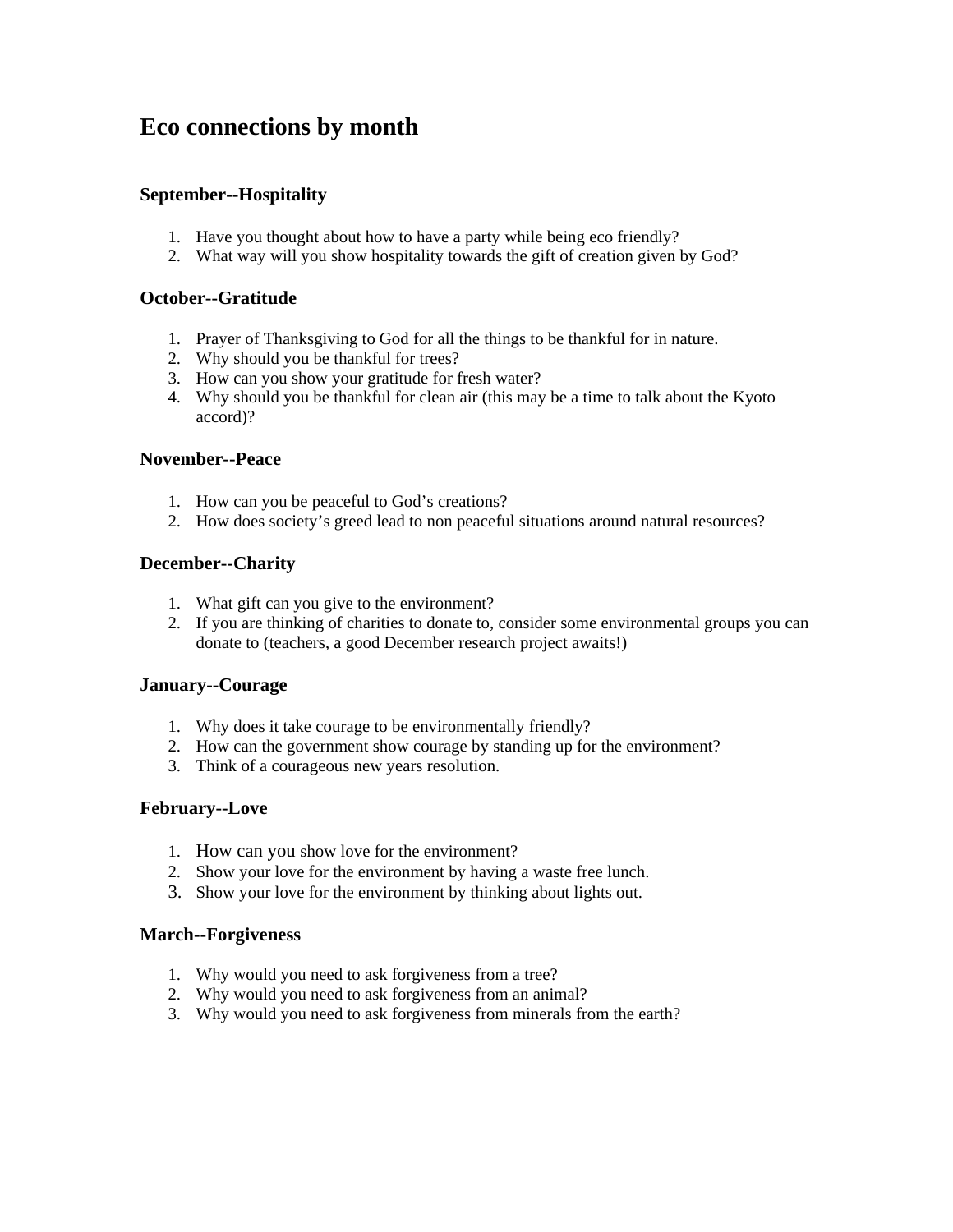# Eco connections by month

### September--Hospitality

1. Have you thought about how to have a party while being eco friendly?
2. What way will you show hospitality towards the gift of creation given by God?

### October--Gratitude

1. Prayer of Thanksgiving to God for all the things to be thankful for in nature.
2. Why should you be thankful for trees?
3. How can you show your gratitude for fresh water?
4. Why should you be thankful for clean air (this may be a time to talk about the Kyoto accord)?

### November--Peace

1. How can you be peaceful to God's creations?
2. How does society's greed lead to non peaceful situations around natural resources?

### December--Charity

1. What gift can you give to the environment?
2. If you are thinking of charities to donate to, consider some environmental groups you can donate to (teachers, a good December research project awaits!)

### January--Courage

1. Why does it take courage to be environmentally friendly?
2. How can the government show courage by standing up for the environment?
3. Think of a courageous new years resolution.

### February--Love

1. How can you show love for the environment?
2. Show your love for the environment by having a waste free lunch.
3. Show your love for the environment by thinking about lights out.

### March--Forgiveness

1. Why would you need to ask forgiveness from a tree?
2. Why would you need to ask forgiveness from an animal?
3. Why would you need to ask forgiveness from minerals from the earth?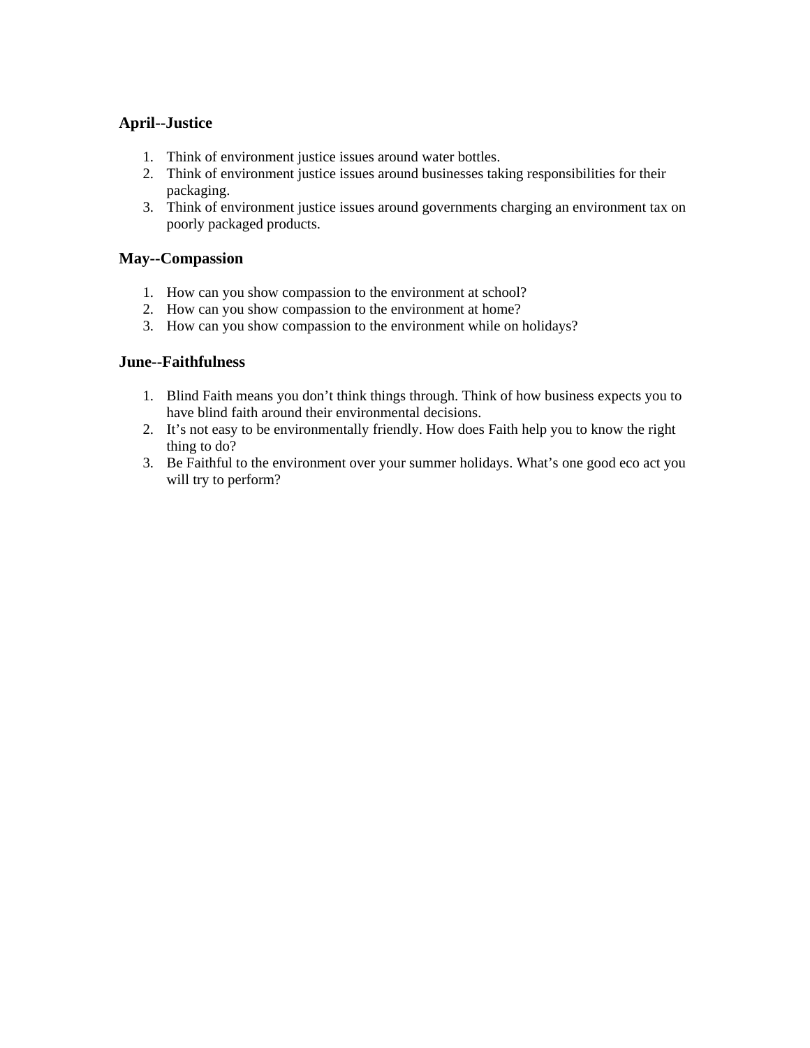### April--Justice

1. Think of environment justice issues around water bottles.
2. Think of environment justice issues around businesses taking responsibilities for their packaging.
3. Think of environment justice issues around governments charging an environment tax on poorly packaged products.

### May--Compassion

1. How can you show compassion to the environment at school?
2. How can you show compassion to the environment at home?
3. How can you show compassion to the environment while on holidays?

### June--Faithfulness

1. Blind Faith means you don't think things through. Think of how business expects you to have blind faith around their environmental decisions.
2. It's not easy to be environmentally friendly. How does Faith help you to know the right thing to do?
3. Be Faithful to the environment over your summer holidays. What's one good eco act you will try to perform?